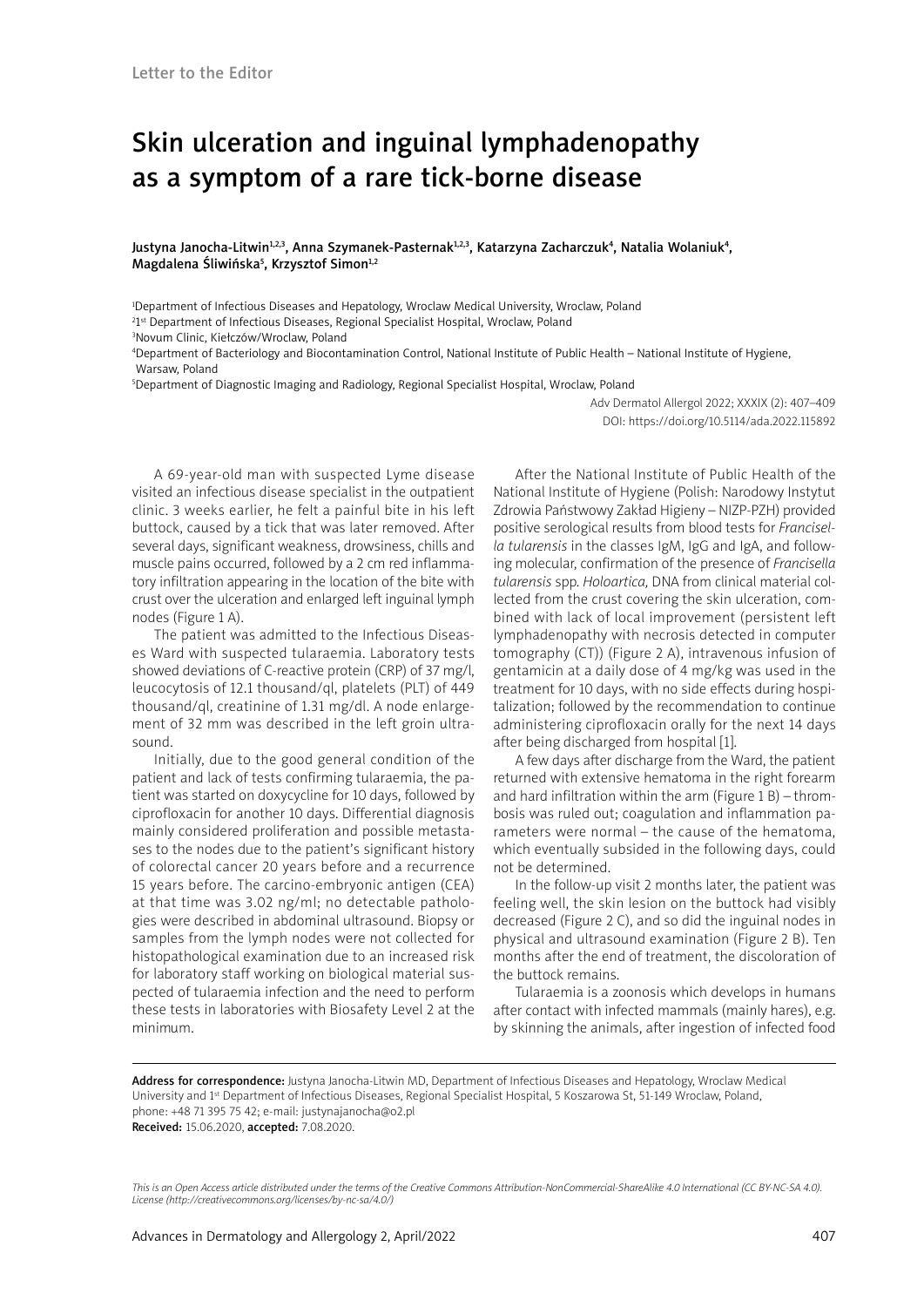Letter to the Editor

# Skin ulceration and inguinal lymphadenopathy as a symptom of a rare tick-borne disease

Justyna Janocha-Litwin[1,2,3], Anna Szymanek-Pasternak[1,2,3], Katarzyna Zacharczuk[4], Natalia Wolaniuk[4], Magdalena Śliwińska[5], Krzysztof Simon[1,2]

[1]Department of Infectious Diseases and Hepatology, Wroclaw Medical University, Wroclaw, Poland
[2]1st Department of Infectious Diseases, Regional Specialist Hospital, Wroclaw, Poland
[3]Novum Clinic, Kiełczów/Wroclaw, Poland
[4]Department of Bacteriology and Biocontamination Control, National Institute of Public Health – National Institute of Hygiene, Warsaw, Poland
[5]Department of Diagnostic Imaging and Radiology, Regional Specialist Hospital, Wroclaw, Poland

Adv Dermatol Allergol 2022; XXXIX (2): 407–409
DOI: https://doi.org/10.5114/ada.2022.115892

A 69-year-old man with suspected Lyme disease visited an infectious disease specialist in the outpatient clinic. 3 weeks earlier, he felt a painful bite in his left buttock, caused by a tick that was later removed. After several days, significant weakness, drowsiness, chills and muscle pains occurred, followed by a 2 cm red inflammatory infiltration appearing in the location of the bite with crust over the ulceration and enlarged left inguinal lymph nodes (Figure 1 A).

The patient was admitted to the Infectious Diseases Ward with suspected tularaemia. Laboratory tests showed deviations of C-reactive protein (CRP) of 37 mg/l, leucocytosis of 12.1 thousand/ql, platelets (PLT) of 449 thousand/ql, creatinine of 1.31 mg/dl. A node enlargement of 32 mm was described in the left groin ultrasound.

Initially, due to the good general condition of the patient and lack of tests confirming tularaemia, the patient was started on doxycycline for 10 days, followed by ciprofloxacin for another 10 days. Differential diagnosis mainly considered proliferation and possible metastases to the nodes due to the patient's significant history of colorectal cancer 20 years before and a recurrence 15 years before. The carcino-embryonic antigen (CEA) at that time was 3.02 ng/ml; no detectable pathologies were described in abdominal ultrasound. Biopsy or samples from the lymph nodes were not collected for histopathological examination due to an increased risk for laboratory staff working on biological material suspected of tularaemia infection and the need to perform these tests in laboratories with Biosafety Level 2 at the minimum.

After the National Institute of Public Health of the National Institute of Hygiene (Polish: Narodowy Instytut Zdrowia Państwowy Zakład Higieny – NIZP-PZH) provided positive serological results from blood tests for *Francisella tularensis* in the classes IgM, IgG and IgA, and following molecular, confirmation of the presence of *Francisella tularensis* spp. *Holoartica,* DNA from clinical material collected from the crust covering the skin ulceration, combined with lack of local improvement (persistent left lymphadenopathy with necrosis detected in computer tomography (CT)) (Figure 2 A), intravenous infusion of gentamicin at a daily dose of 4 mg/kg was used in the treatment for 10 days, with no side effects during hospitalization; followed by the recommendation to continue administering ciprofloxacin orally for the next 14 days after being discharged from hospital [1].

A few days after discharge from the Ward, the patient returned with extensive hematoma in the right forearm and hard infiltration within the arm (Figure 1 B) – thrombosis was ruled out; coagulation and inflammation parameters were normal – the cause of the hematoma, which eventually subsided in the following days, could not be determined.

In the follow-up visit 2 months later, the patient was feeling well, the skin lesion on the buttock had visibly decreased (Figure 2 C), and so did the inguinal nodes in physical and ultrasound examination (Figure 2 B). Ten months after the end of treatment, the discoloration of the buttock remains.

Tularaemia is a zoonosis which develops in humans after contact with infected mammals (mainly hares), e.g. by skinning the animals, after ingestion of infected food

**Address for correspondence:** Justyna Janocha-Litwin MD, Department of Infectious Diseases and Hepatology, Wroclaw Medical University and 1st Department of Infectious Diseases, Regional Specialist Hospital, 5 Koszarowa St, 51-149 Wroclaw, Poland, phone: +48 71 395 75 42; e-mail: justynajanocha@o2.pl
**Received:** 15.06.2020, **accepted:** 7.08.2020.

*This is an Open Access article distributed under the terms of the Creative Commons Attribution-NonCommercial-ShareAlike 4.0 International (CC BY-NC-SA 4.0). License (http://creativecommons.org/licenses/by-nc-sa/4.0/)*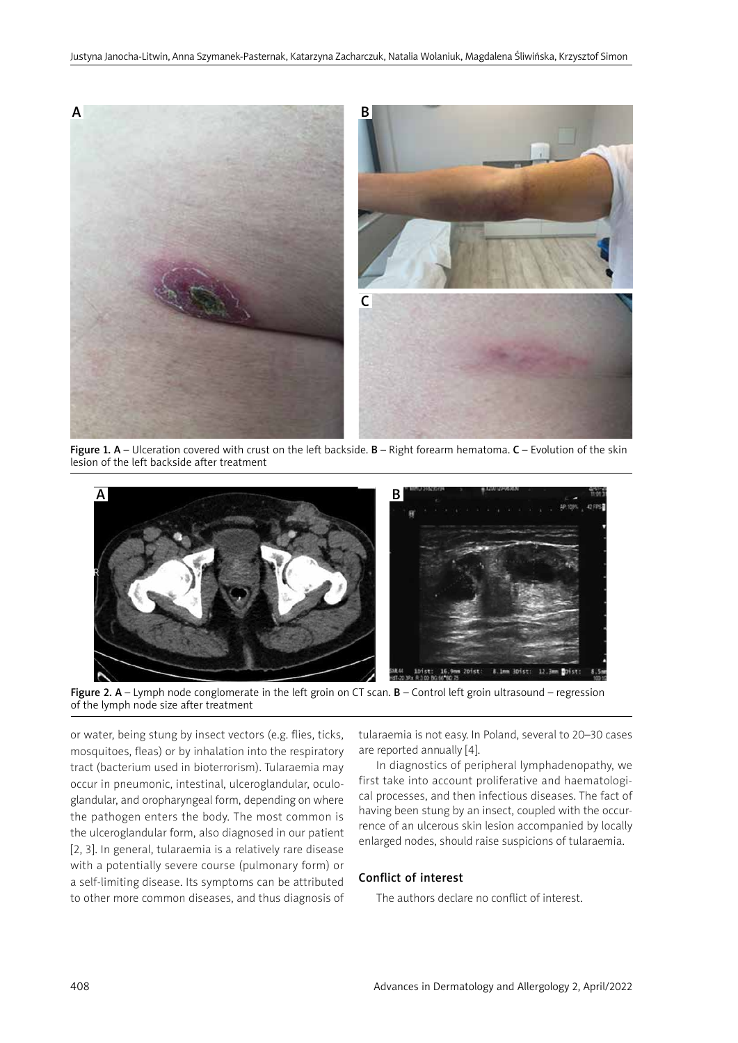Figure 1. A – Ulceration covered with crust on the left backside. B – Right forearm hematoma. C – Evolution of the skin lesion of the left backside after treatment

Figure 2. A – Lymph node conglomerate in the left groin on CT scan. B – Control left groin ultrasound – regression of the lymph node size after treatment

or water, being stung by insect vectors (e.g. flies, ticks, mosquitoes, fleas) or by inhalation into the respiratory tract (bacterium used in bioterrorism). Tularaemia may occur in pneumonic, intestinal, ulceroglandular, oculoglandular, and oropharyngeal form, depending on where the pathogen enters the body. The most common is the ulceroglandular form, also diagnosed in our patient [2, 3]. In general, tularaemia is a relatively rare disease with a potentially severe course (pulmonary form) or a self-limiting disease. Its symptoms can be attributed to other more common diseases, and thus diagnosis of tularaemia is not easy. In Poland, several to 20–30 cases are reported annually [4].

In diagnostics of peripheral lymphadenopathy, we first take into account proliferative and haematological processes, and then infectious diseases. The fact of having been stung by an insect, coupled with the occurrence of an ulcerous skin lesion accompanied by locally enlarged nodes, should raise suspicions of tularaemia.

## Conflict of interest

The authors declare no conflict of interest.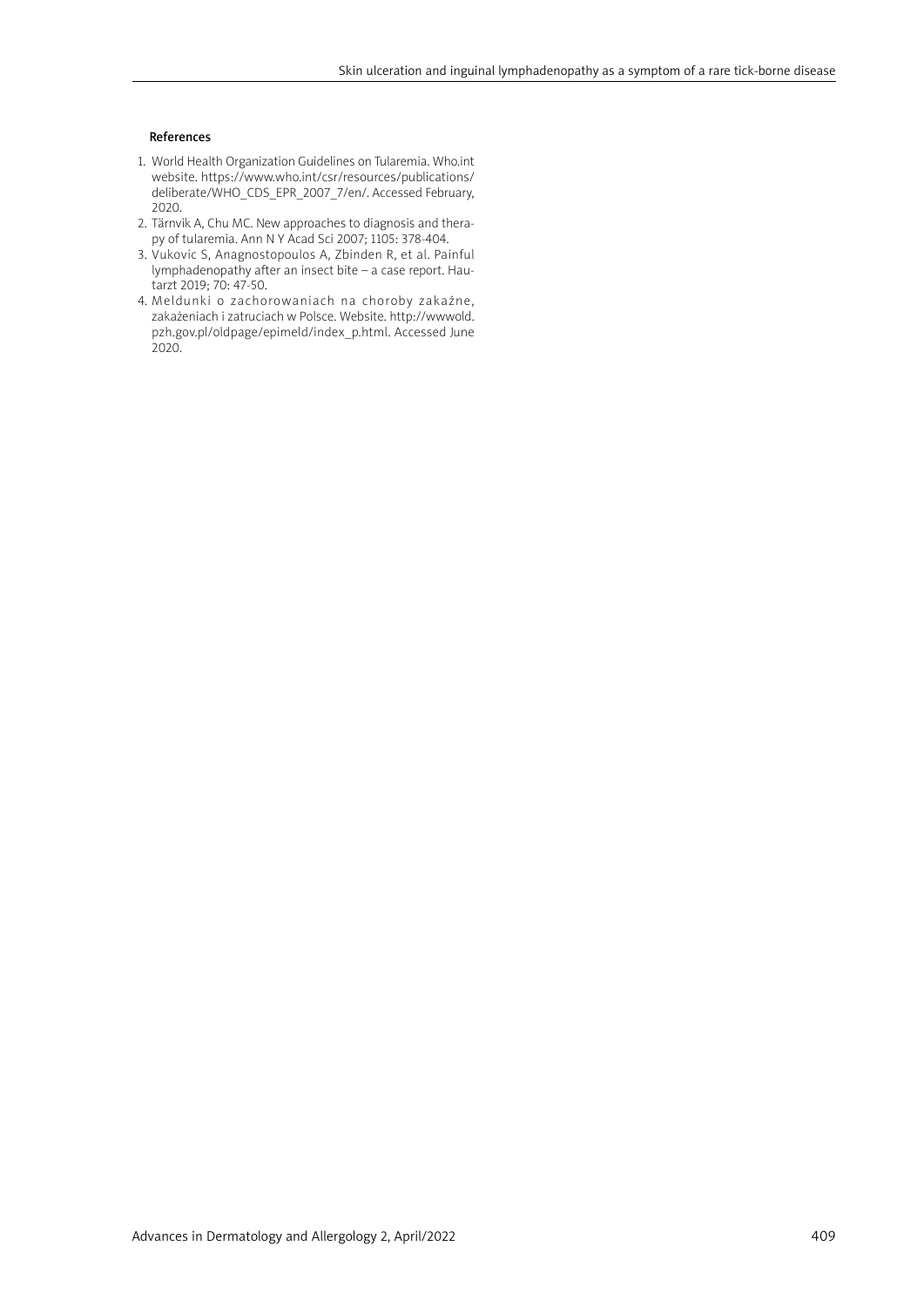### References

1. World Health Organization Guidelines on Tularemia. Who.int website. https://www.who.int/csr/resources/publications/deliberate/WHO_CDS_EPR_2007_7/en/. Accessed February, 2020.
2. Tärnvik A, Chu MC. New approaches to diagnosis and therapy of tularemia. Ann N Y Acad Sci 2007; 1105: 378-404.
3. Vukovic S, Anagnostopoulos A, Zbinden R, et al. Painful lymphadenopathy after an insect bite – a case report. Hautarzt 2019; 70: 47-50.
4. Meldunki o zachorowaniach na choroby zakaźne, zakażeniach i zatruciach w Polsce. Website. http://wwwold.pzh.gov.pl/oldpage/epimeld/index_p.html. Accessed June 2020.